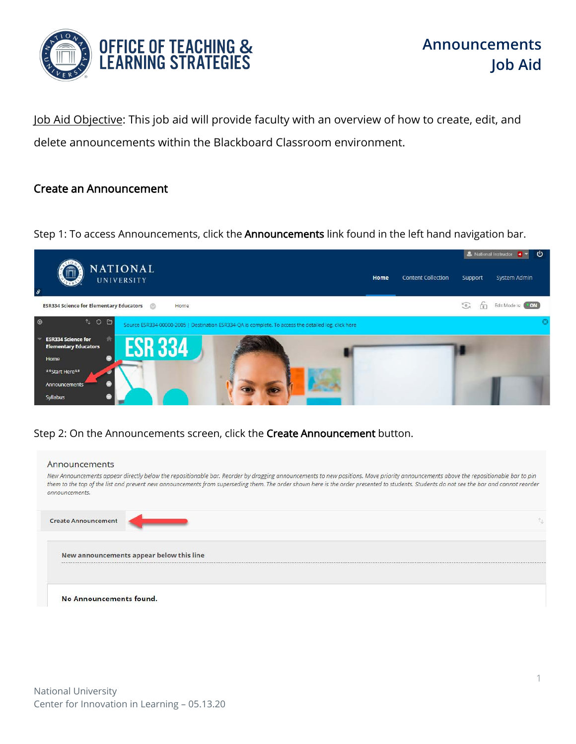# Announcements Job Aid

Job Aid Objective: This job aid will provide faculty with an overview of how to create, edit, and delete announcements within the Blackboard Classroom environment.

## Create an Announcement

Step 1: To access Announcements, click the **Announcements** link found in the left hand navigation bar.

Step 2: On the Announcements screen, click the **Create Announcement** button.

National University
Center for Innovation in Learning – 05.13.20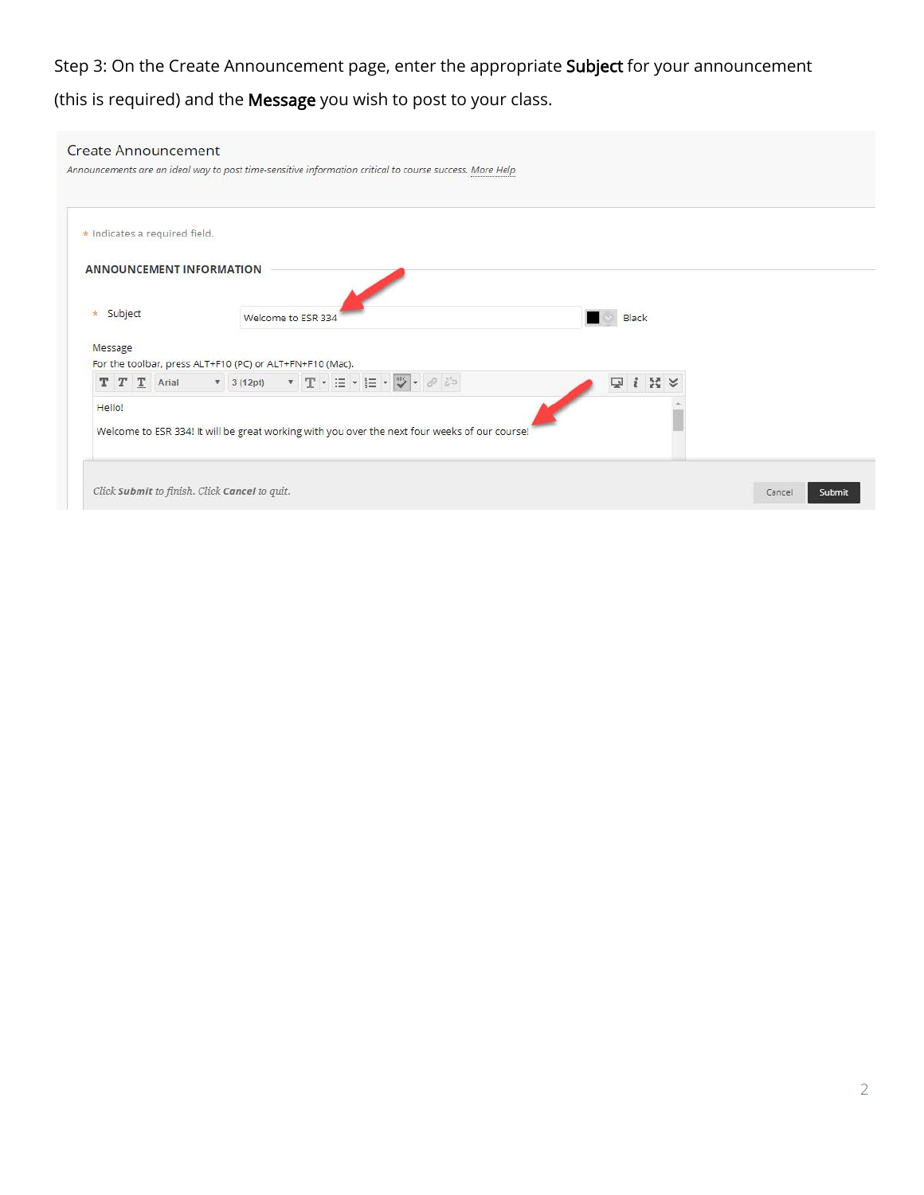Step 3: On the Create Announcement page, enter the appropriate **Subject** for your announcement (this is required) and the **Message** you wish to post to your class.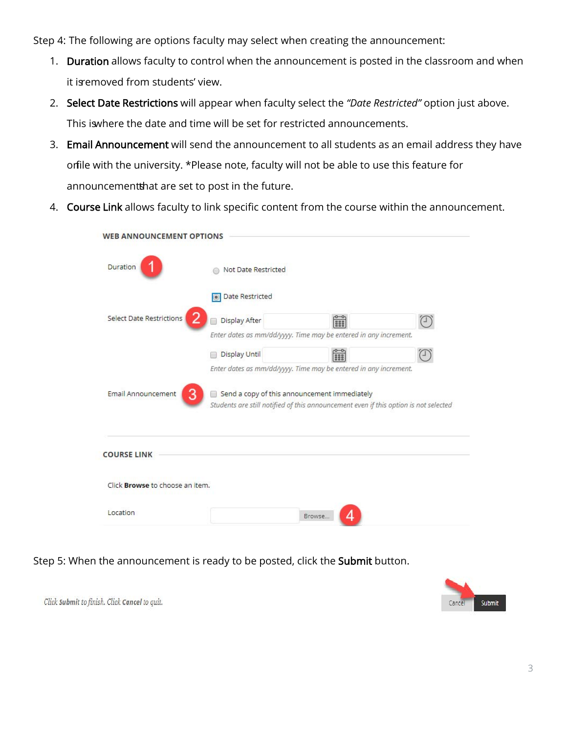Step 4: The following are options faculty may select when creating the announcement:

1. **Duration** allows faculty to control when the announcement is posted in the classroom and when it is removed from students' view.
2. **Select Date Restrictions** will appear when faculty select the *"Date Restricted"* option just above. This is where the date and time will be set for restricted announcements.
3. **Email Announcement** will send the announcement to all students as an email address they have on file with the university. *Please note, faculty will not be able to use this feature for announcements that are set to post in the future.
4. **Course Link** allows faculty to link specific content from the course within the announcement.

WEB ANNOUNCEMENT OPTIONS

Duration 1 — Not Date Restricted / Date Restricted

Select Date Restrictions 2 — Display After — Enter dates as mm/dd/yyyy. Time may be entered in any increment. Display Until — Enter dates as mm/dd/yyyy. Time may be entered in any increment.

Email Announcement 3 — Send a copy of this announcement immediately — Students are still notified of this announcement even if this option is not selected

COURSE LINK

Click **Browse** to choose an item.

Location — Browse... 4

Step 5: When the announcement is ready to be posted, click the **Submit** button.

Click **Submit** to finish. Click **Cancel** to quit. — Cancel | Submit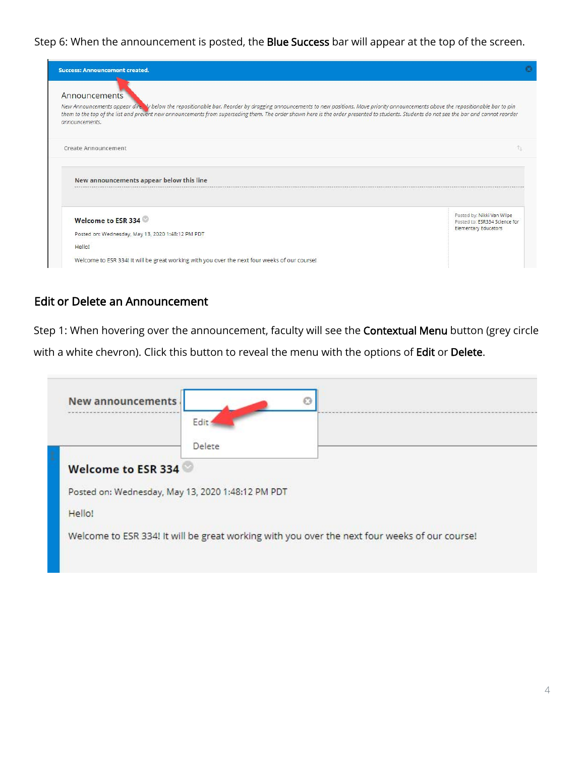Step 6: When the announcement is posted, the **Blue Success** bar will appear at the top of the screen.

## Edit or Delete an Announcement

Step 1: When hovering over the announcement, faculty will see the **Contextual Menu** button (grey circle with a white chevron). Click this button to reveal the menu with the options of **Edit** or **Delete**.